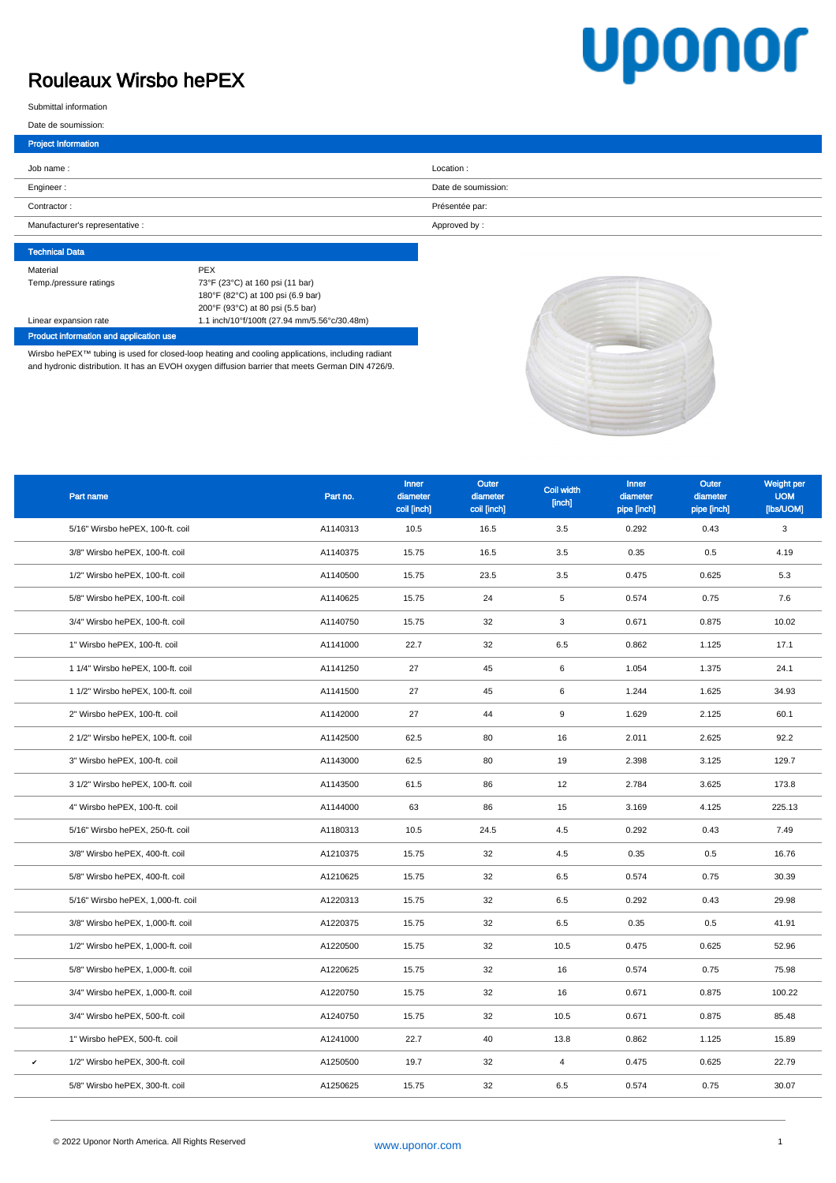# Rouleaux Wirsbo hePEX

Submittal information

Date de soumission:

## Project Information

| | |
|---|---|
| Job name : | Location : |
| Engineer : | Date de soumission: |
| Contractor : | Présentée par: |
| Manufacturer's representative : | Approved by : |

## Technical Data

| | |
|---|---|
| Material | PEX |
| Temp./pressure ratings | 73°F (23°C) at 160 psi (11 bar)<br>180°F (82°C) at 100 psi (6.9 bar)<br>200°F (93°C) at 80 psi (5.5 bar) |
| Linear expansion rate | 1.1 inch/10°f/100ft (27.94 mm/5.56°c/30.48m) |

## Product information and application use

Wirsbo hePEX™ tubing is used for closed-loop heating and cooling applications, including radiant and hydronic distribution. It has an EVOH oxygen diffusion barrier that meets German DIN 4726/9.

| | Part name | Part no. | Inner diameter coil [inch] | Outer diameter coil [inch] | Coil width [inch] | Inner diameter pipe [inch] | Outer diameter pipe [inch] | Weight per UOM [lbs/UOM] |
|---|---|---|---|---|---|---|---|---|
| | 5/16" Wirsbo hePEX, 100-ft. coil | A1140313 | 10.5 | 16.5 | 3.5 | 0.292 | 0.43 | 3 |
| | 3/8" Wirsbo hePEX, 100-ft. coil | A1140375 | 15.75 | 16.5 | 3.5 | 0.35 | 0.5 | 4.19 |
| | 1/2" Wirsbo hePEX, 100-ft. coil | A1140500 | 15.75 | 23.5 | 3.5 | 0.475 | 0.625 | 5.3 |
| | 5/8" Wirsbo hePEX, 100-ft. coil | A1140625 | 15.75 | 24 | 5 | 0.574 | 0.75 | 7.6 |
| | 3/4" Wirsbo hePEX, 100-ft. coil | A1140750 | 15.75 | 32 | 3 | 0.671 | 0.875 | 10.02 |
| | 1" Wirsbo hePEX, 100-ft. coil | A1141000 | 22.7 | 32 | 6.5 | 0.862 | 1.125 | 17.1 |
| | 1 1/4" Wirsbo hePEX, 100-ft. coil | A1141250 | 27 | 45 | 6 | 1.054 | 1.375 | 24.1 |
| | 1 1/2" Wirsbo hePEX, 100-ft. coil | A1141500 | 27 | 45 | 6 | 1.244 | 1.625 | 34.93 |
| | 2" Wirsbo hePEX, 100-ft. coil | A1142000 | 27 | 44 | 9 | 1.629 | 2.125 | 60.1 |
| | 2 1/2" Wirsbo hePEX, 100-ft. coil | A1142500 | 62.5 | 80 | 16 | 2.011 | 2.625 | 92.2 |
| | 3" Wirsbo hePEX, 100-ft. coil | A1143000 | 62.5 | 80 | 19 | 2.398 | 3.125 | 129.7 |
| | 3 1/2" Wirsbo hePEX, 100-ft. coil | A1143500 | 61.5 | 86 | 12 | 2.784 | 3.625 | 173.8 |
| | 4" Wirsbo hePEX, 100-ft. coil | A1144000 | 63 | 86 | 15 | 3.169 | 4.125 | 225.13 |
| | 5/16" Wirsbo hePEX, 250-ft. coil | A1180313 | 10.5 | 24.5 | 4.5 | 0.292 | 0.43 | 7.49 |
| | 3/8" Wirsbo hePEX, 400-ft. coil | A1210375 | 15.75 | 32 | 4.5 | 0.35 | 0.5 | 16.76 |
| | 5/8" Wirsbo hePEX, 400-ft. coil | A1210625 | 15.75 | 32 | 6.5 | 0.574 | 0.75 | 30.39 |
| | 5/16" Wirsbo hePEX, 1,000-ft. coil | A1220313 | 15.75 | 32 | 6.5 | 0.292 | 0.43 | 29.98 |
| | 3/8" Wirsbo hePEX, 1,000-ft. coil | A1220375 | 15.75 | 32 | 6.5 | 0.35 | 0.5 | 41.91 |
| | 1/2" Wirsbo hePEX, 1,000-ft. coil | A1220500 | 15.75 | 32 | 10.5 | 0.475 | 0.625 | 52.96 |
| | 5/8" Wirsbo hePEX, 1,000-ft. coil | A1220625 | 15.75 | 32 | 16 | 0.574 | 0.75 | 75.98 |
| | 3/4" Wirsbo hePEX, 1,000-ft. coil | A1220750 | 15.75 | 32 | 16 | 0.671 | 0.875 | 100.22 |
| | 3/4" Wirsbo hePEX, 500-ft. coil | A1240750 | 15.75 | 32 | 10.5 | 0.671 | 0.875 | 85.48 |
| | 1" Wirsbo hePEX, 500-ft. coil | A1241000 | 22.7 | 40 | 13.8 | 0.862 | 1.125 | 15.89 |
| ✔ | 1/2" Wirsbo hePEX, 300-ft. coil | A1250500 | 19.7 | 32 | 4 | 0.475 | 0.625 | 22.79 |
| | 5/8" Wirsbo hePEX, 300-ft. coil | A1250625 | 15.75 | 32 | 6.5 | 0.574 | 0.75 | 30.07 |

© 2022 Uponor North America. All Rights Reserved

www.uponor.com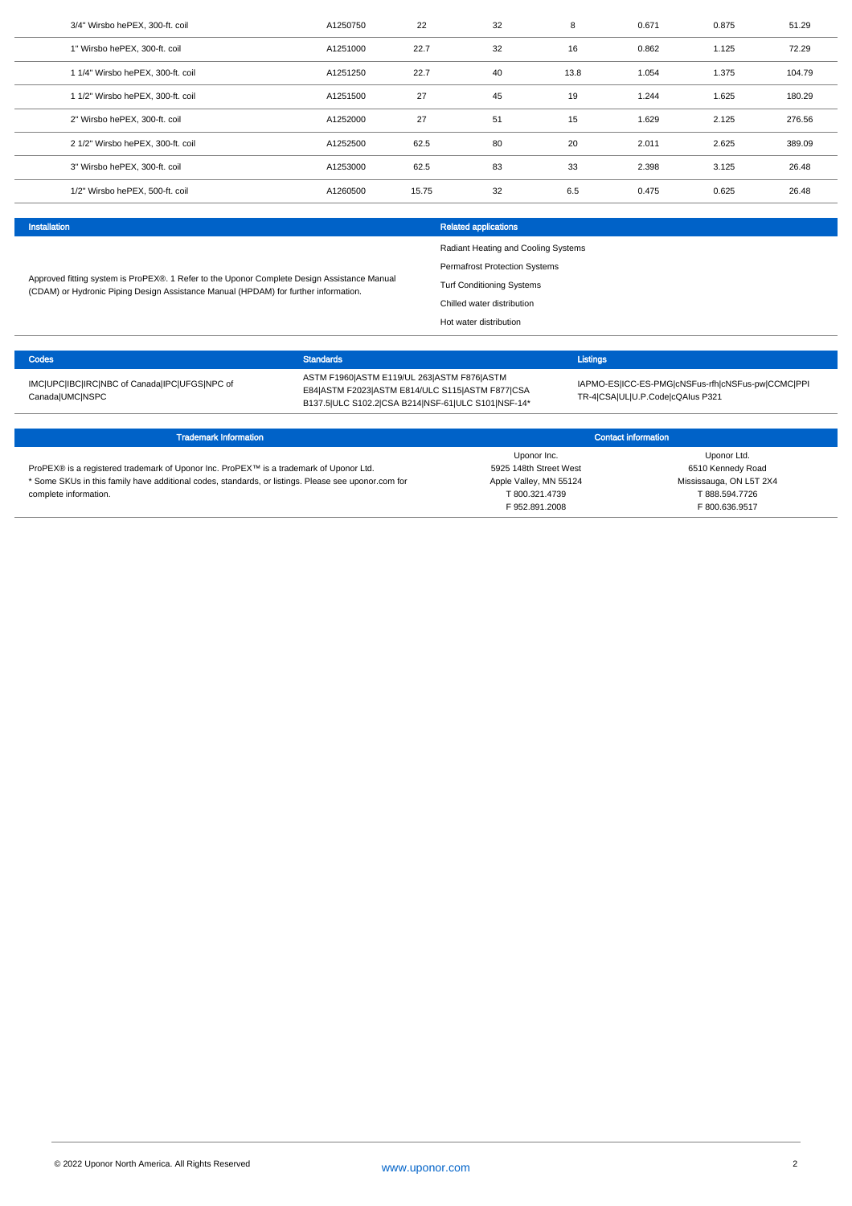| | | | | | | | |
|---|---|---|---|---|---|---|---|
| 3/4" Wirsbo hePEX, 300-ft. coil | A1250750 | 22 | 32 | 8 | 0.671 | 0.875 | 51.29 |
| 1" Wirsbo hePEX, 300-ft. coil | A1251000 | 22.7 | 32 | 16 | 0.862 | 1.125 | 72.29 |
| 1 1/4" Wirsbo hePEX, 300-ft. coil | A1251250 | 22.7 | 40 | 13.8 | 1.054 | 1.375 | 104.79 |
| 1 1/2" Wirsbo hePEX, 300-ft. coil | A1251500 | 27 | 45 | 19 | 1.244 | 1.625 | 180.29 |
| 2" Wirsbo hePEX, 300-ft. coil | A1252000 | 27 | 51 | 15 | 1.629 | 2.125 | 276.56 |
| 2 1/2" Wirsbo hePEX, 300-ft. coil | A1252500 | 62.5 | 80 | 20 | 2.011 | 2.625 | 389.09 |
| 3" Wirsbo hePEX, 300-ft. coil | A1253000 | 62.5 | 83 | 33 | 2.398 | 3.125 | 26.48 |
| 1/2" Wirsbo hePEX, 500-ft. coil | A1260500 | 15.75 | 32 | 6.5 | 0.475 | 0.625 | 26.48 |

## Installation

Approved fitting system is ProPEX®. 1 Refer to the Uponor Complete Design Assistance Manual (CDAM) or Hydronic Piping Design Assistance Manual (HPDAM) for further information.

## Related applications

- Radiant Heating and Cooling Systems
- Permafrost Protection Systems
- Turf Conditioning Systems
- Chilled water distribution
- Hot water distribution

| Codes | Standards | Listings |
|---|---|---|
| IMC\|UPC\|IBC\|IRC\|NBC of Canada\|IPC\|UFGS\|NPC of Canada\|UMC\|NSPC | ASTM F1960\|ASTM E119/UL 263\|ASTM F876\|ASTM E84\|ASTM F2023\|ASTM E814/ULC S115\|ASTM F877\|CSA B137.5\|ULC S102.2\|CSA B214\|NSF-61\|ULC S101\|NSF-14* | IAPMO-ES\|ICC-ES-PMG\|cNSFus-rfh\|cNSFus-pw\|CCMC\|PPI TR-4\|CSA\|UL\|U.P.Code\|cQAIus P321 |

## Trademark Information

ProPEX® is a registered trademark of Uponor Inc. ProPEX™ is a trademark of Uponor Ltd.
* Some SKUs in this family have additional codes, standards, or listings. Please see uponor.com for complete information.

## Contact information

| Uponor Inc. | Uponor Ltd. |
|---|---|
| 5925 148th Street West | 6510 Kennedy Road |
| Apple Valley, MN 55124 | Mississauga, ON L5T 2X4 |
| T 800.321.4739 | T 888.594.7726 |
| F 952.891.2008 | F 800.636.9517 |

© 2022 Uponor North America. All Rights Reserved

www.uponor.com